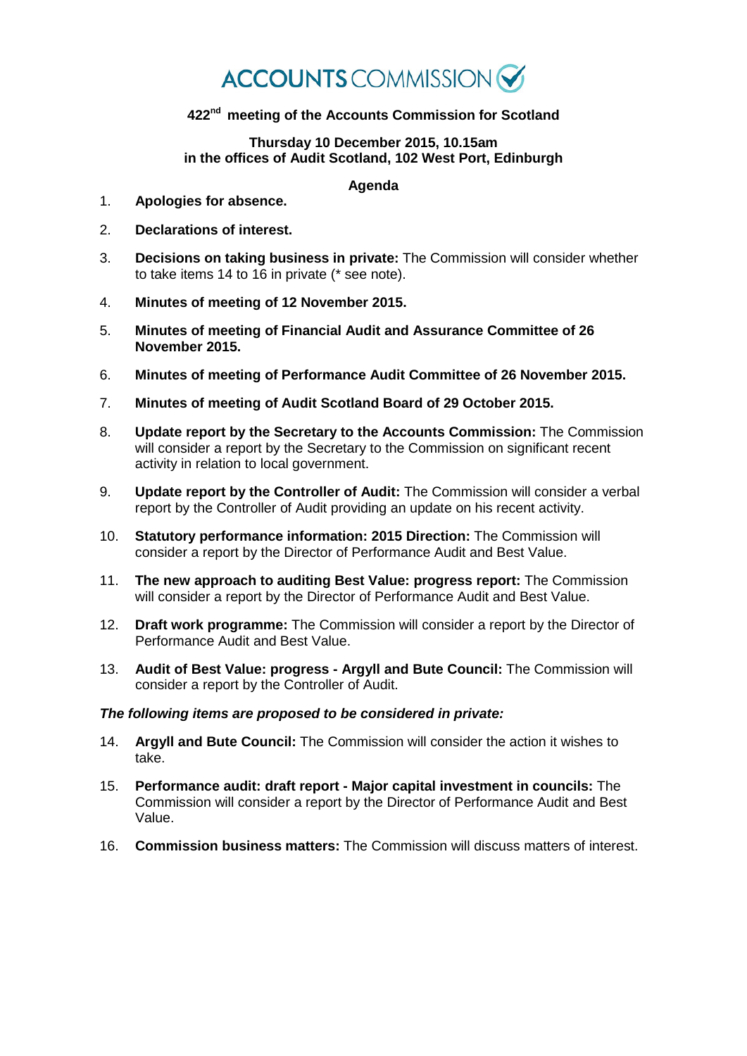# ACCOUNTS COMMISSION

## 422nd meeting of the Accounts Commission for Scotland

**Thursday 10 December 2015, 10.15am**
**in the offices of Audit Scotland, 102 West Port, Edinburgh**

### Agenda

1. **Apologies for absence.**

2. **Declarations of interest.**

3. **Decisions on taking business in private:** The Commission will consider whether to take items 14 to 16 in private (* see note).

4. **Minutes of meeting of 12 November 2015.**

5. **Minutes of meeting of Financial Audit and Assurance Committee of 26 November 2015.**

6. **Minutes of meeting of Performance Audit Committee of 26 November 2015.**

7. **Minutes of meeting of Audit Scotland Board of 29 October 2015.**

8. **Update report by the Secretary to the Accounts Commission:** The Commission will consider a report by the Secretary to the Commission on significant recent activity in relation to local government.

9. **Update report by the Controller of Audit:** The Commission will consider a verbal report by the Controller of Audit providing an update on his recent activity.

10. **Statutory performance information: 2015 Direction:** The Commission will consider a report by the Director of Performance Audit and Best Value.

11. **The new approach to auditing Best Value: progress report:** The Commission will consider a report by the Director of Performance Audit and Best Value.

12. **Draft work programme:** The Commission will consider a report by the Director of Performance Audit and Best Value.

13. **Audit of Best Value: progress - Argyll and Bute Council:** The Commission will consider a report by the Controller of Audit.

***The following items are proposed to be considered in private:***

14. **Argyll and Bute Council:** The Commission will consider the action it wishes to take.

15. **Performance audit: draft report - Major capital investment in councils:** The Commission will consider a report by the Director of Performance Audit and Best Value.

16. **Commission business matters:** The Commission will discuss matters of interest.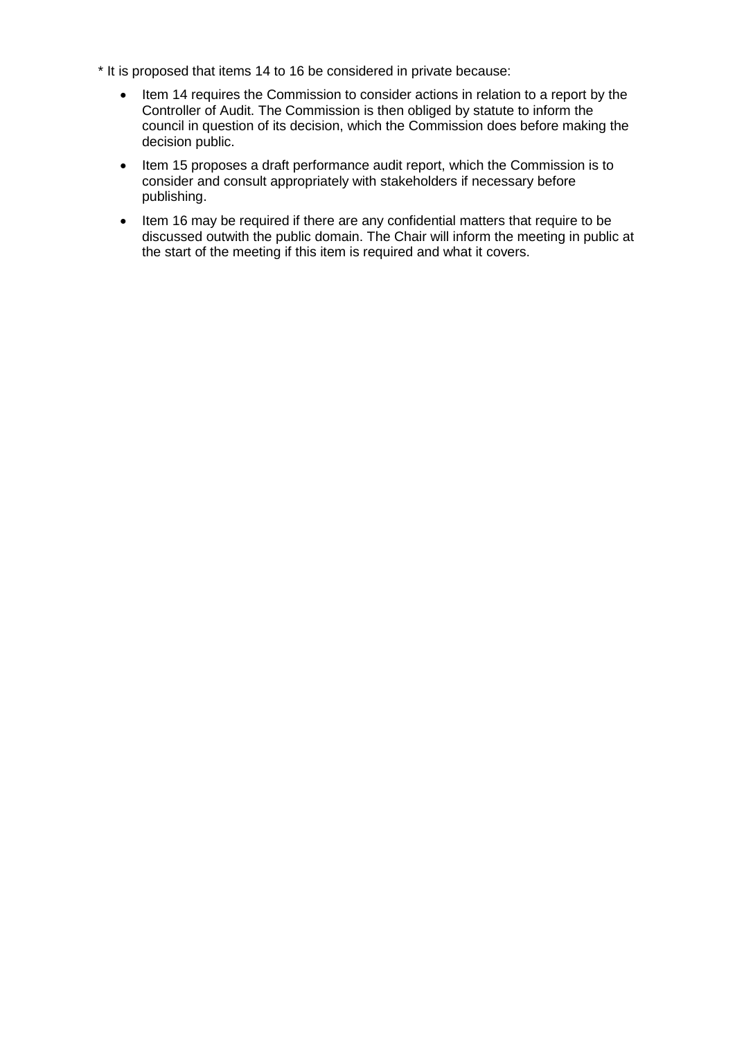* It is proposed that items 14 to 16 be considered in private because:

- Item 14 requires the Commission to consider actions in relation to a report by the Controller of Audit. The Commission is then obliged by statute to inform the council in question of its decision, which the Commission does before making the decision public.
- Item 15 proposes a draft performance audit report, which the Commission is to consider and consult appropriately with stakeholders if necessary before publishing.
- Item 16 may be required if there are any confidential matters that require to be discussed outwith the public domain. The Chair will inform the meeting in public at the start of the meeting if this item is required and what it covers.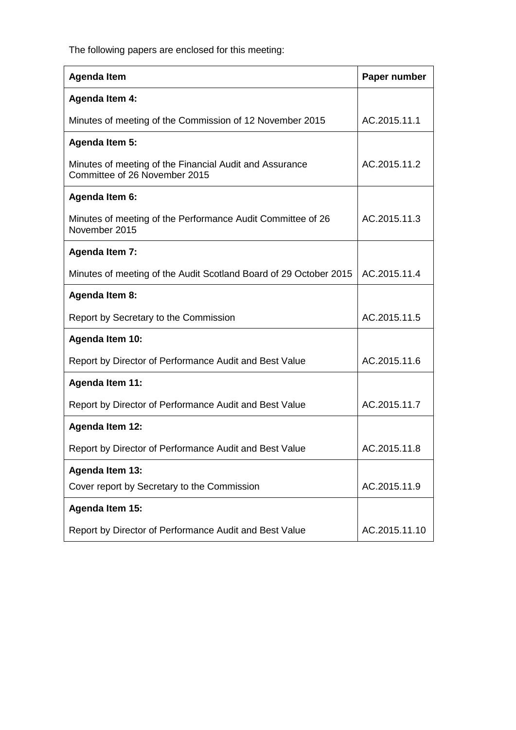The following papers are enclosed for this meeting:

| Agenda Item | Paper number |
|---|---|
| **Agenda Item 4:**<br>Minutes of meeting of the Commission of 12 November 2015 | AC.2015.11.1 |
| **Agenda Item 5:**<br>Minutes of meeting of the Financial Audit and Assurance Committee of 26 November 2015 | AC.2015.11.2 |
| **Agenda Item 6:**<br>Minutes of meeting of the Performance Audit Committee of 26 November 2015 | AC.2015.11.3 |
| **Agenda Item 7:**<br>Minutes of meeting of the Audit Scotland Board of 29 October 2015 | AC.2015.11.4 |
| **Agenda Item 8:**<br>Report by Secretary to the Commission | AC.2015.11.5 |
| **Agenda Item 10:**<br>Report by Director of Performance Audit and Best Value | AC.2015.11.6 |
| **Agenda Item 11:**<br>Report by Director of Performance Audit and Best Value | AC.2015.11.7 |
| **Agenda Item 12:**<br>Report by Director of Performance Audit and Best Value | AC.2015.11.8 |
| **Agenda Item 13:**<br>Cover report by Secretary to the Commission | AC.2015.11.9 |
| **Agenda Item 15:**<br>Report by Director of Performance Audit and Best Value | AC.2015.11.10 |